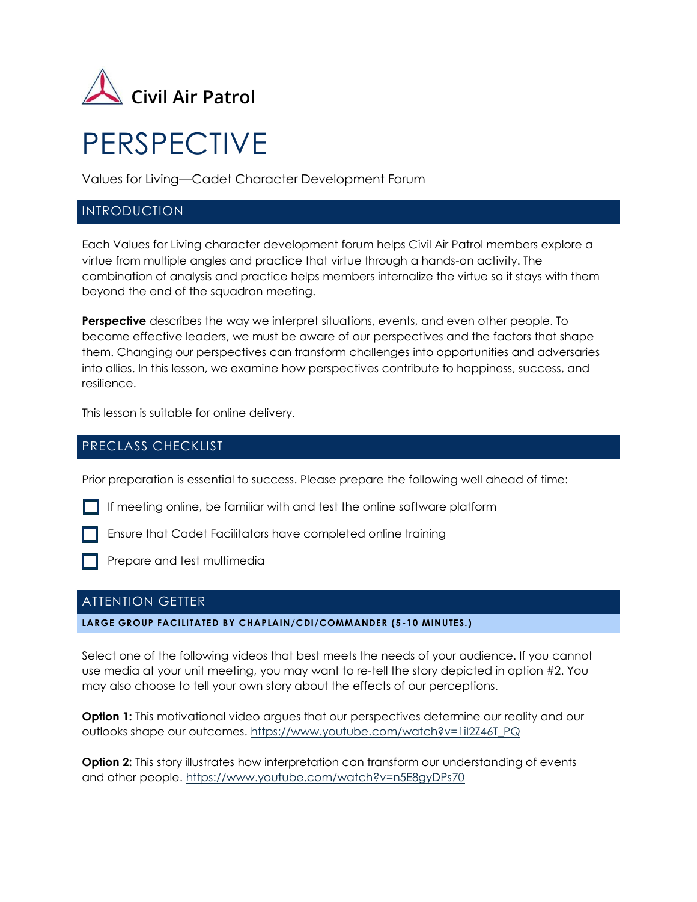Civil Air Patrol

# PERSPECTIVE

Values for Living—Cadet Character Development Forum

## INTRODUCTION

Each Values for Living character development forum helps Civil Air Patrol members explore a virtue from multiple angles and practice that virtue through a hands-on activity. The combination of analysis and practice helps members internalize the virtue so it stays with them beyond the end of the squadron meeting.

**Perspective** describes the way we interpret situations, events, and even other people. To become effective leaders, we must be aware of our perspectives and the factors that shape them. Changing our perspectives can transform challenges into opportunities and adversaries into allies. In this lesson, we examine how perspectives contribute to happiness, success, and resilience.

This lesson is suitable for online delivery.

## PRECLASS CHECKLIST

Prior preparation is essential to success. Please prepare the following well ahead of time:

- ☐ If meeting online, be familiar with and test the online software platform
- ☐ Ensure that Cadet Facilitators have completed online training
- ☐ Prepare and test multimedia

## ATTENTION GETTER

**LARGE GROUP FACILITATED BY CHAPLAIN/CDI/COMMANDER (5-10 MINUTES.)**

Select one of the following videos that best meets the needs of your audience. If you cannot use media at your unit meeting, you may want to re-tell the story depicted in option #2. You may also choose to tell your own story about the effects of our perceptions.

**Option 1:** This motivational video argues that our perspectives determine our reality and our outlooks shape our outcomes. https://www.youtube.com/watch?v=1il2Z46T_PQ

**Option 2:** This story illustrates how interpretation can transform our understanding of events and other people. https://www.youtube.com/watch?v=n5E8gyDPs70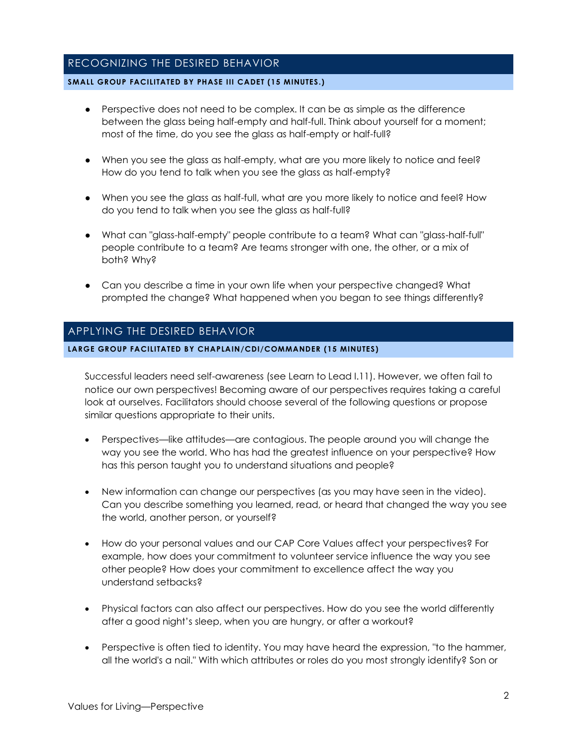## RECOGNIZING THE DESIRED BEHAVIOR

**SMALL GROUP FACILITATED BY PHASE III CADET (15 MINUTES.)**

- Perspective does not need to be complex. It can be as simple as the difference between the glass being half-empty and half-full. Think about yourself for a moment; most of the time, do you see the glass as half-empty or half-full?

- When you see the glass as half-empty, what are you more likely to notice and feel? How do you tend to talk when you see the glass as half-empty?

- When you see the glass as half-full, what are you more likely to notice and feel? How do you tend to talk when you see the glass as half-full?

- What can "glass-half-empty" people contribute to a team? What can "glass-half-full" people contribute to a team? Are teams stronger with one, the other, or a mix of both? Why?

- Can you describe a time in your own life when your perspective changed? What prompted the change? What happened when you began to see things differently?

## APPLYING THE DESIRED BEHAVIOR

**LARGE GROUP FACILITATED BY CHAPLAIN/CDI/COMMANDER (15 MINUTES)**

Successful leaders need self-awareness (see Learn to Lead I.11). However, we often fail to notice our own perspectives! Becoming aware of our perspectives requires taking a careful look at ourselves. Facilitators should choose several of the following questions or propose similar questions appropriate to their units.

- Perspectives—like attitudes—are contagious. The people around you will change the way you see the world. Who has had the greatest influence on your perspective? How has this person taught you to understand situations and people?

- New information can change our perspectives (as you may have seen in the video). Can you describe something you learned, read, or heard that changed the way you see the world, another person, or yourself?

- How do your personal values and our CAP Core Values affect your perspectives? For example, how does your commitment to volunteer service influence the way you see other people? How does your commitment to excellence affect the way you understand setbacks?

- Physical factors can also affect our perspectives. How do you see the world differently after a good night's sleep, when you are hungry, or after a workout?

- Perspective is often tied to identity. You may have heard the expression, "to the hammer, all the world's a nail." With which attributes or roles do you most strongly identify? Son or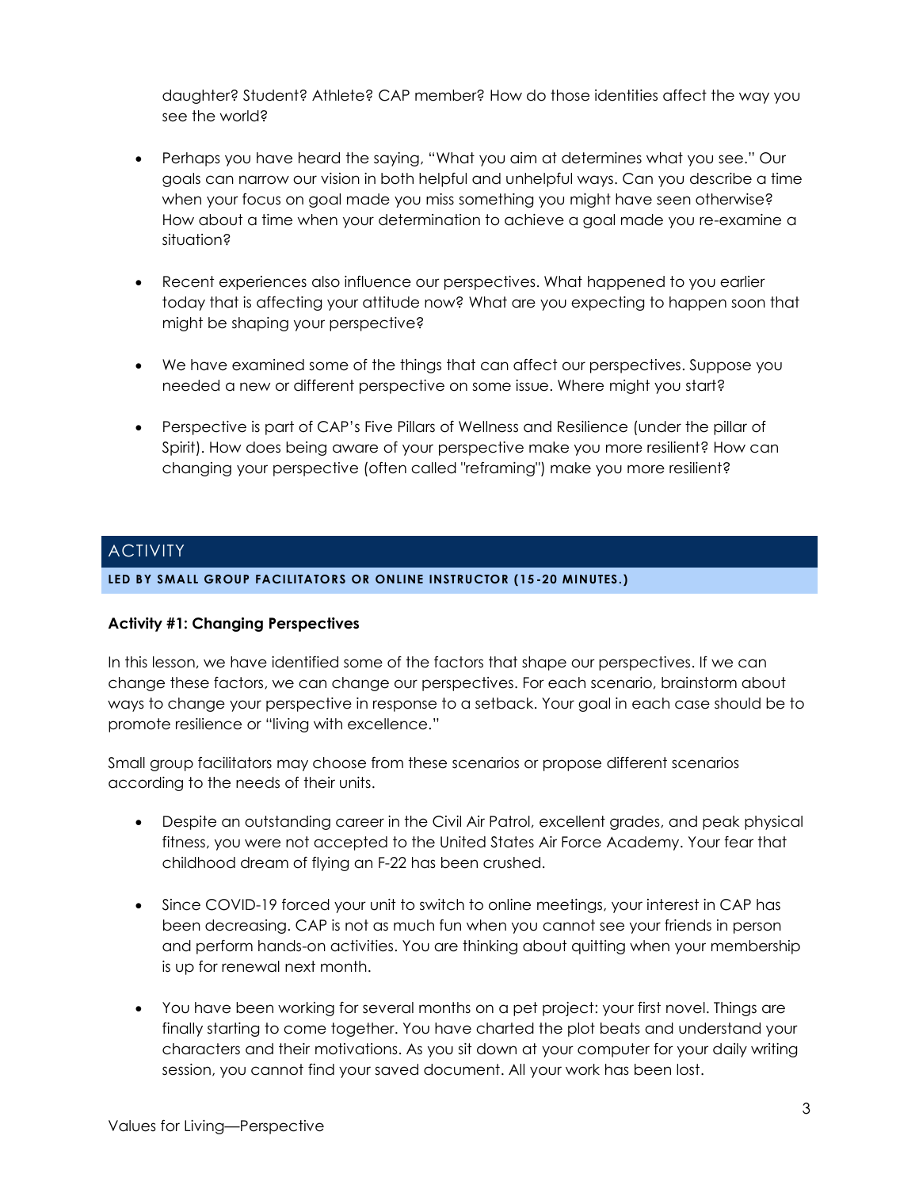daughter? Student? Athlete? CAP member? How do those identities affect the way you see the world?

- Perhaps you have heard the saying, "What you aim at determines what you see." Our goals can narrow our vision in both helpful and unhelpful ways. Can you describe a time when your focus on goal made you miss something you might have seen otherwise? How about a time when your determination to achieve a goal made you re-examine a situation?

- Recent experiences also influence our perspectives. What happened to you earlier today that is affecting your attitude now? What are you expecting to happen soon that might be shaping your perspective?

- We have examined some of the things that can affect our perspectives. Suppose you needed a new or different perspective on some issue. Where might you start?

- Perspective is part of CAP's Five Pillars of Wellness and Resilience (under the pillar of Spirit). How does being aware of your perspective make you more resilient? How can changing your perspective (often called "reframing") make you more resilient?

## ACTIVITY

**LED BY SMALL GROUP FACILITATORS OR ONLINE INSTRUCTOR (15-20 MINUTES.)**

**Activity #1: Changing Perspectives**

In this lesson, we have identified some of the factors that shape our perspectives. If we can change these factors, we can change our perspectives. For each scenario, brainstorm about ways to change your perspective in response to a setback. Your goal in each case should be to promote resilience or "living with excellence."

Small group facilitators may choose from these scenarios or propose different scenarios according to the needs of their units.

- Despite an outstanding career in the Civil Air Patrol, excellent grades, and peak physical fitness, you were not accepted to the United States Air Force Academy. Your fear that childhood dream of flying an F-22 has been crushed.

- Since COVID-19 forced your unit to switch to online meetings, your interest in CAP has been decreasing. CAP is not as much fun when you cannot see your friends in person and perform hands-on activities. You are thinking about quitting when your membership is up for renewal next month.

- You have been working for several months on a pet project: your first novel. Things are finally starting to come together. You have charted the plot beats and understand your characters and their motivations. As you sit down at your computer for your daily writing session, you cannot find your saved document. All your work has been lost.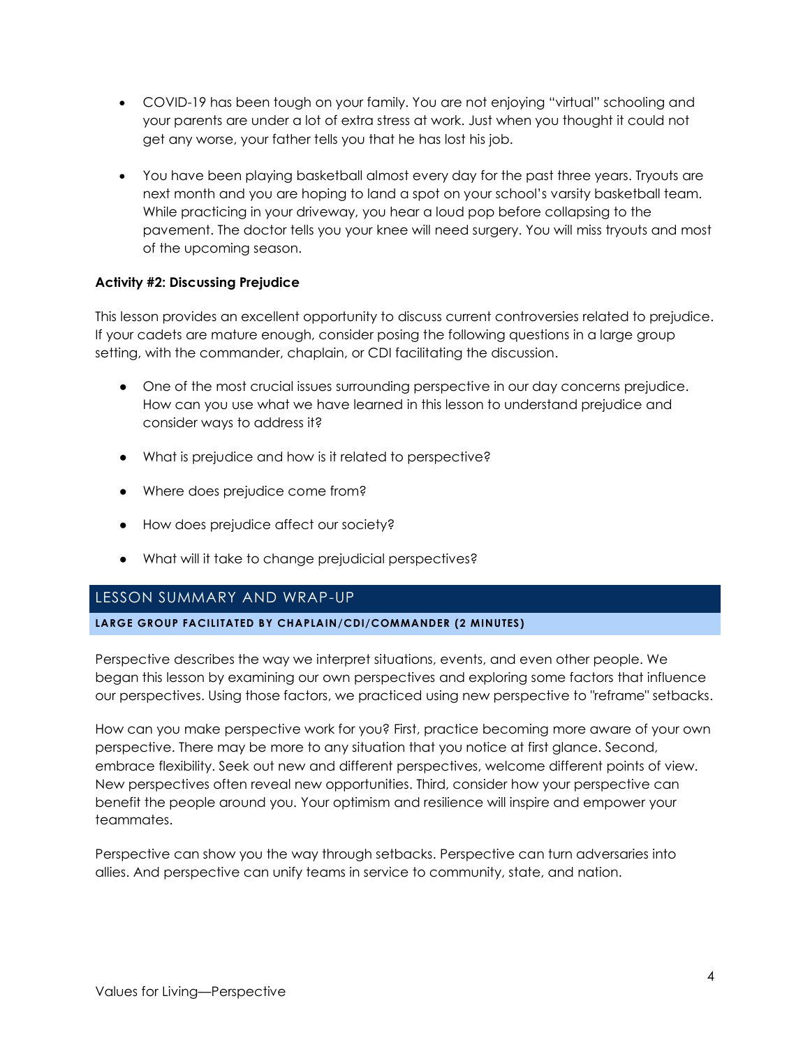- COVID-19 has been tough on your family. You are not enjoying "virtual" schooling and your parents are under a lot of extra stress at work. Just when you thought it could not get any worse, your father tells you that he has lost his job.

- You have been playing basketball almost every day for the past three years. Tryouts are next month and you are hoping to land a spot on your school's varsity basketball team. While practicing in your driveway, you hear a loud pop before collapsing to the pavement. The doctor tells you your knee will need surgery. You will miss tryouts and most of the upcoming season.

**Activity #2: Discussing Prejudice**

This lesson provides an excellent opportunity to discuss current controversies related to prejudice. If your cadets are mature enough, consider posing the following questions in a large group setting, with the commander, chaplain, or CDI facilitating the discussion.

- One of the most crucial issues surrounding perspective in our day concerns prejudice. How can you use what we have learned in this lesson to understand prejudice and consider ways to address it?

- What is prejudice and how is it related to perspective?

- Where does prejudice come from?

- How does prejudice affect our society?

- What will it take to change prejudicial perspectives?

## LESSON SUMMARY AND WRAP-UP

**LARGE GROUP FACILITATED BY CHAPLAIN/CDI/COMMANDER (2 MINUTES)**

Perspective describes the way we interpret situations, events, and even other people. We began this lesson by examining our own perspectives and exploring some factors that influence our perspectives. Using those factors, we practiced using new perspective to "reframe" setbacks.

How can you make perspective work for you? First, practice becoming more aware of your own perspective. There may be more to any situation that you notice at first glance. Second, embrace flexibility. Seek out new and different perspectives, welcome different points of view. New perspectives often reveal new opportunities. Third, consider how your perspective can benefit the people around you. Your optimism and resilience will inspire and empower your teammates.

Perspective can show you the way through setbacks. Perspective can turn adversaries into allies. And perspective can unify teams in service to community, state, and nation.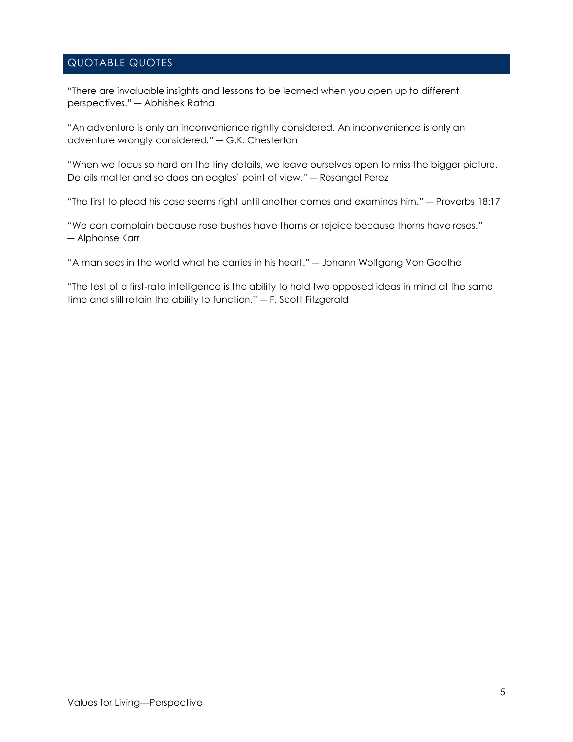## QUOTABLE QUOTES

"There are invaluable insights and lessons to be learned when you open up to different perspectives." ― Abhishek Ratna

"An adventure is only an inconvenience rightly considered. An inconvenience is only an adventure wrongly considered." ― G.K. Chesterton

"When we focus so hard on the tiny details, we leave ourselves open to miss the bigger picture. Details matter and so does an eagles' point of view." ― Rosangel Perez

"The first to plead his case seems right until another comes and examines him." ― Proverbs 18:17

"We can complain because rose bushes have thorns or rejoice because thorns have roses." ― Alphonse Karr

"A man sees in the world what he carries in his heart." ― Johann Wolfgang Von Goethe

"The test of a first-rate intelligence is the ability to hold two opposed ideas in mind at the same time and still retain the ability to function." ― F. Scott Fitzgerald